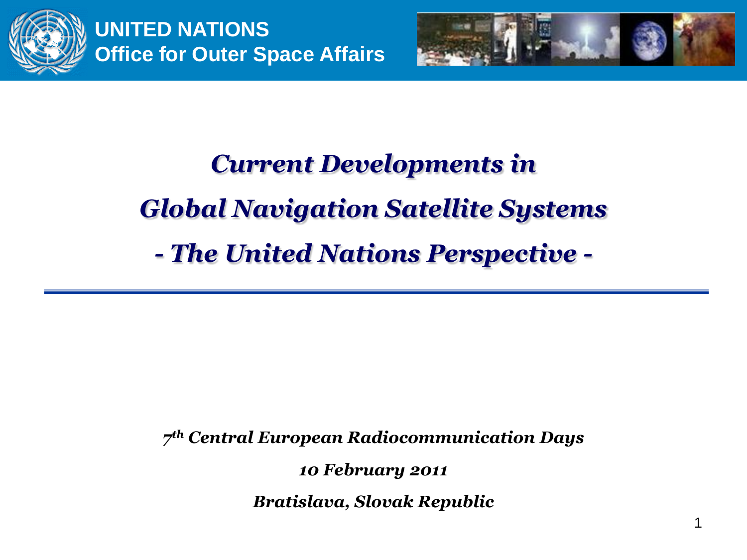**UNITED NATIONS**
**Office for Outer Space Affairs**

# *Current Developments in Global Navigation Satellite Systems - The United Nations Perspective -*

***7th Central European Radiocommunication Days***

***10 February 2011***

***Bratislava, Slovak Republic***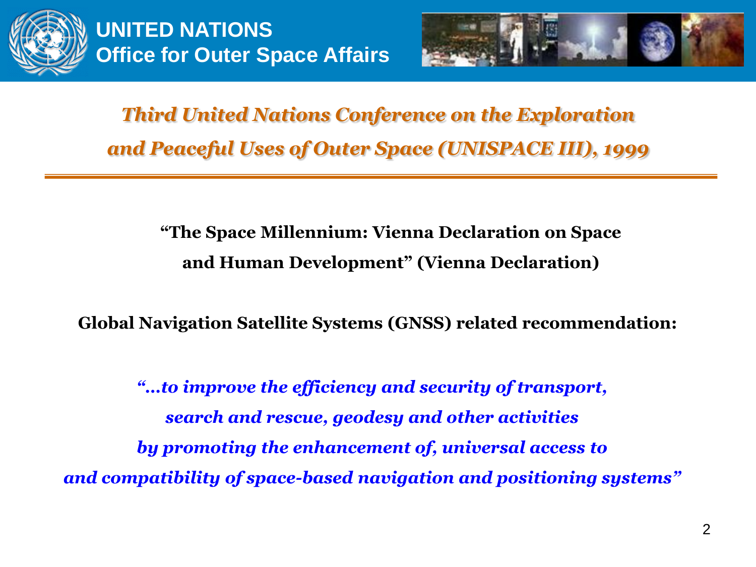# Third United Nations Conference on the Exploration and Peaceful Uses of Outer Space (UNISPACE III), 1999

**"The Space Millennium: Vienna Declaration on Space and Human Development" (Vienna Declaration)**

**Global Navigation Satellite Systems (GNSS) related recommendation:**

***"…to improve the efficiency and security of transport, search and rescue, geodesy and other activities by promoting the enhancement of, universal access to and compatibility of space-based navigation and positioning systems"***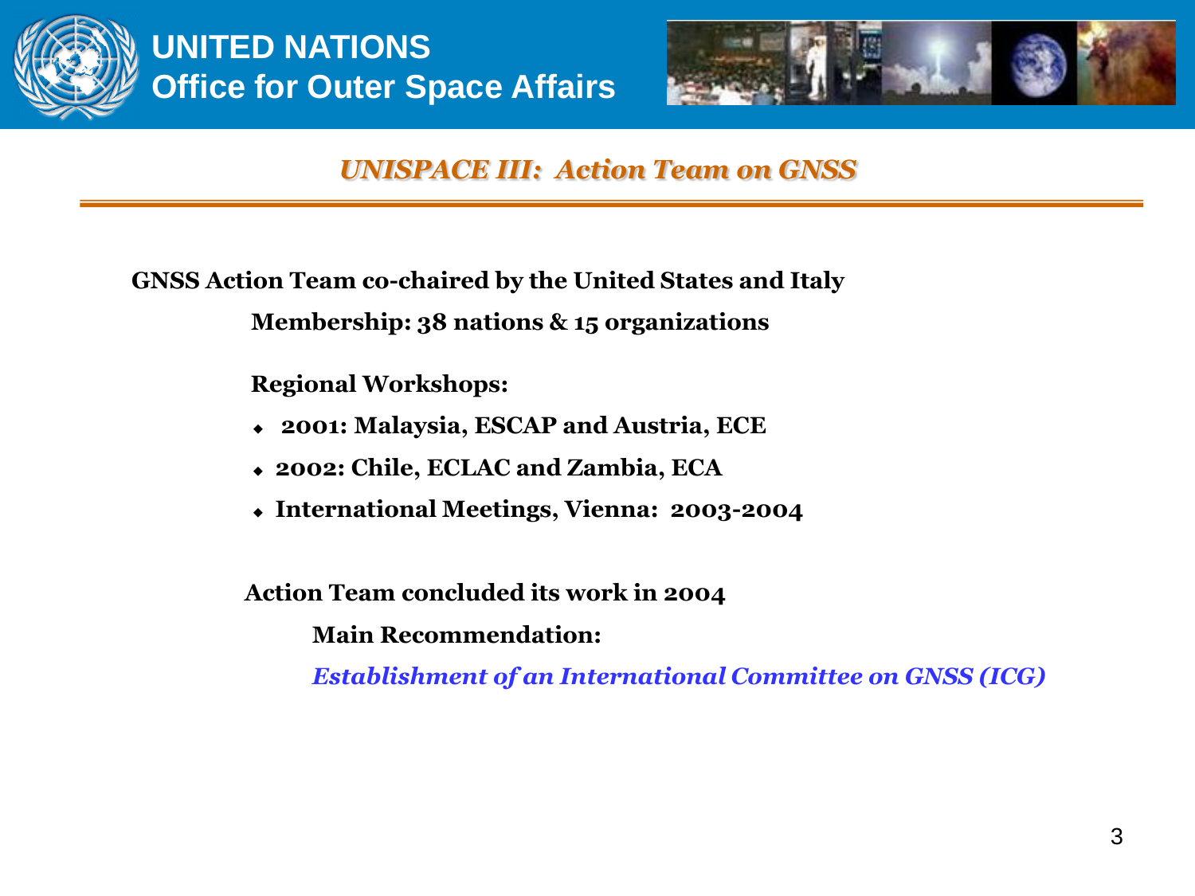## *UNISPACE III: Action Team on GNSS*

**GNSS Action Team co-chaired by the United States and Italy**

**Membership: 38 nations & 15 organizations**

**Regional Workshops:**

- **2001: Malaysia, ESCAP and Austria, ECE**
- **2002: Chile, ECLAC and Zambia, ECA**
- **International Meetings, Vienna: 2003-2004**

**Action Team concluded its work in 2004**

**Main Recommendation:**

***Establishment of an International Committee on GNSS (ICG)***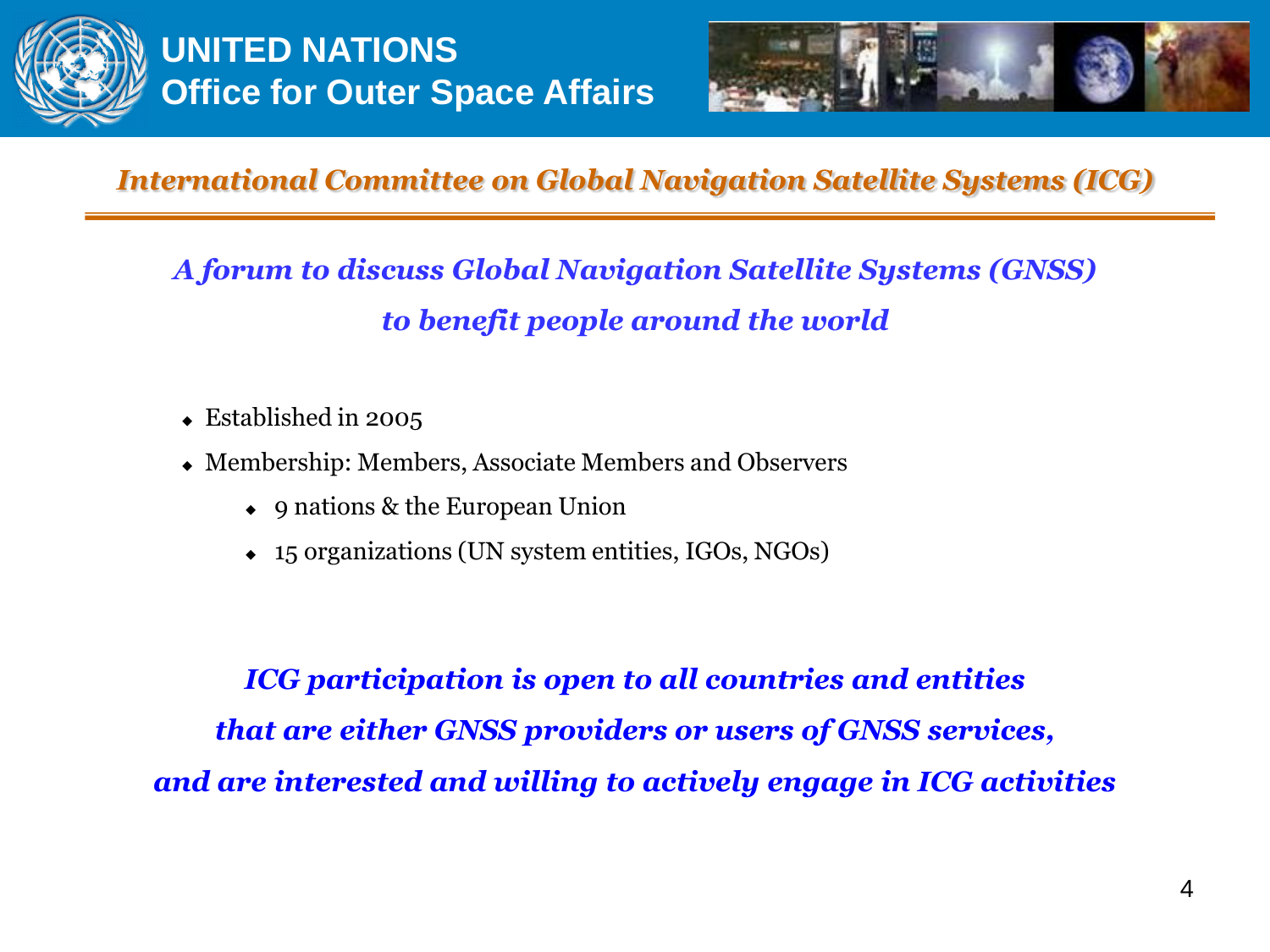## International Committee on Global Navigation Satellite Systems (ICG)

***A forum to discuss Global Navigation Satellite Systems (GNSS) to benefit people around the world***

- Established in 2005
- Membership: Members, Associate Members and Observers
  - 9 nations & the European Union
  - 15 organizations (UN system entities, IGOs, NGOs)

***ICG participation is open to all countries and entities that are either GNSS providers or users of GNSS services, and are interested and willing to actively engage in ICG activities***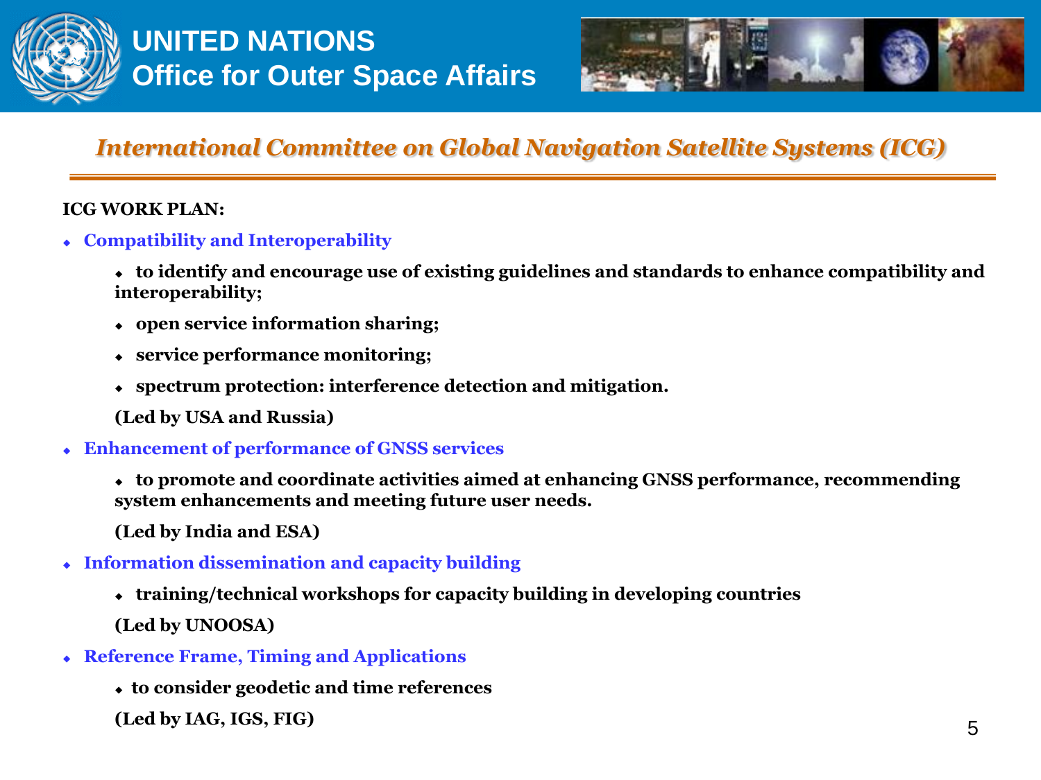## International Committee on Global Navigation Satellite Systems (ICG)

**ICG WORK PLAN:**

- **Compatibility and Interoperability**
  - **to identify and encourage use of existing guidelines and standards to enhance compatibility and interoperability;**
  - **open service information sharing;**
  - **service performance monitoring;**
  - **spectrum protection: interference detection and mitigation.**

  **(Led by USA and Russia)**

- **Enhancement of performance of GNSS services**
  - **to promote and coordinate activities aimed at enhancing GNSS performance, recommending system enhancements and meeting future user needs.**

  **(Led by India and ESA)**

- **Information dissemination and capacity building**
  - **training/technical workshops for capacity building in developing countries**

  **(Led by UNOOSA)**

- **Reference Frame, Timing and Applications**
  - **to consider geodetic and time references**

  **(Led by IAG, IGS, FIG)**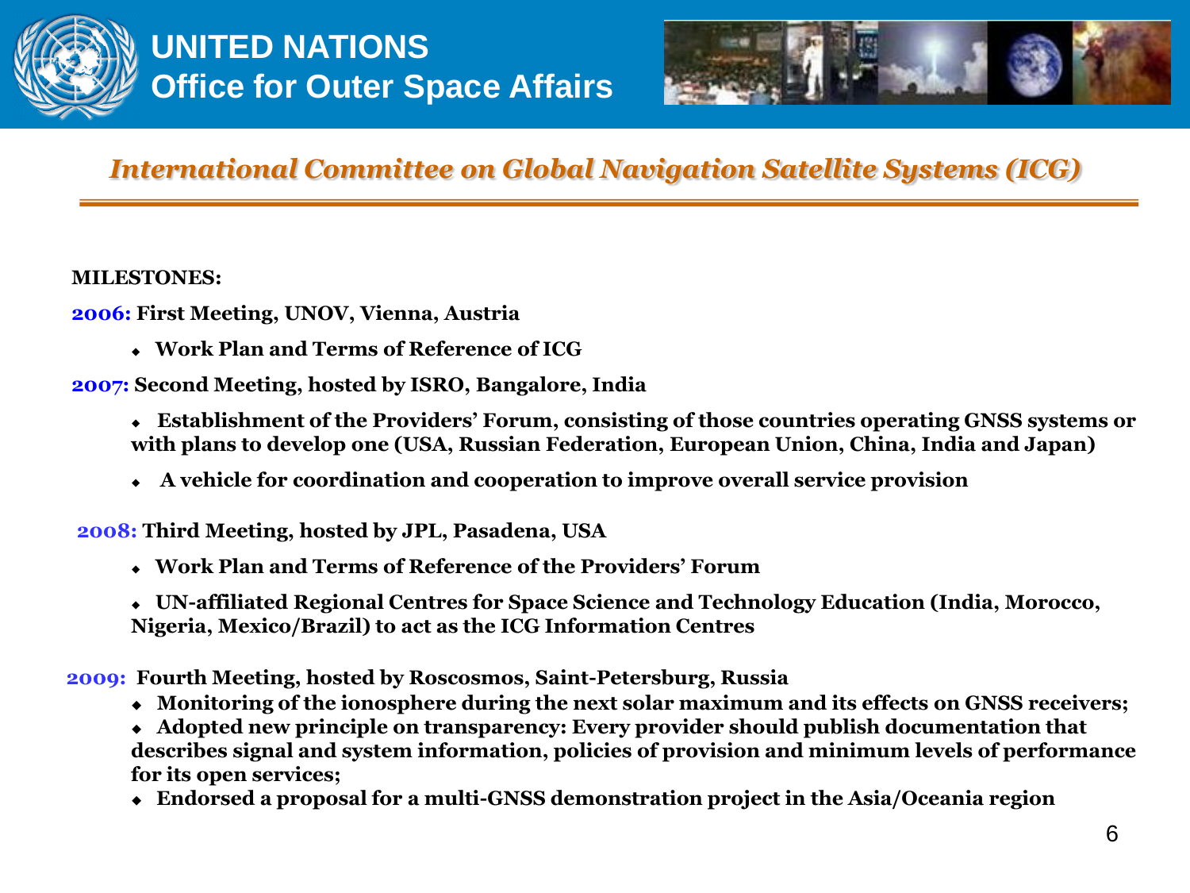UNITED NATIONS
Office for Outer Space Affairs

## *International Committee on Global Navigation Satellite Systems (ICG)*

**MILESTONES:**

**2006:** **First Meeting, UNOV, Vienna, Austria**

- **Work Plan and Terms of Reference of ICG**

**2007:** **Second Meeting, hosted by ISRO, Bangalore, India**

- **Establishment of the Providers' Forum, consisting of those countries operating GNSS systems or with plans to develop one (USA, Russian Federation, European Union, China, India and Japan)**
- **A vehicle for coordination and cooperation to improve overall service provision**

**2008:** **Third Meeting, hosted by JPL, Pasadena, USA**

- **Work Plan and Terms of Reference of the Providers' Forum**
- **UN-affiliated Regional Centres for Space Science and Technology Education (India, Morocco, Nigeria, Mexico/Brazil) to act as the ICG Information Centres**

**2009:** **Fourth Meeting, hosted by Roscosmos, Saint-Petersburg, Russia**

- **Monitoring of the ionosphere during the next solar maximum and its effects on GNSS receivers;**
- **Adopted new principle on transparency: Every provider should publish documentation that describes signal and system information, policies of provision and minimum levels of performance for its open services;**
- **Endorsed a proposal for a multi-GNSS demonstration project in the Asia/Oceania region**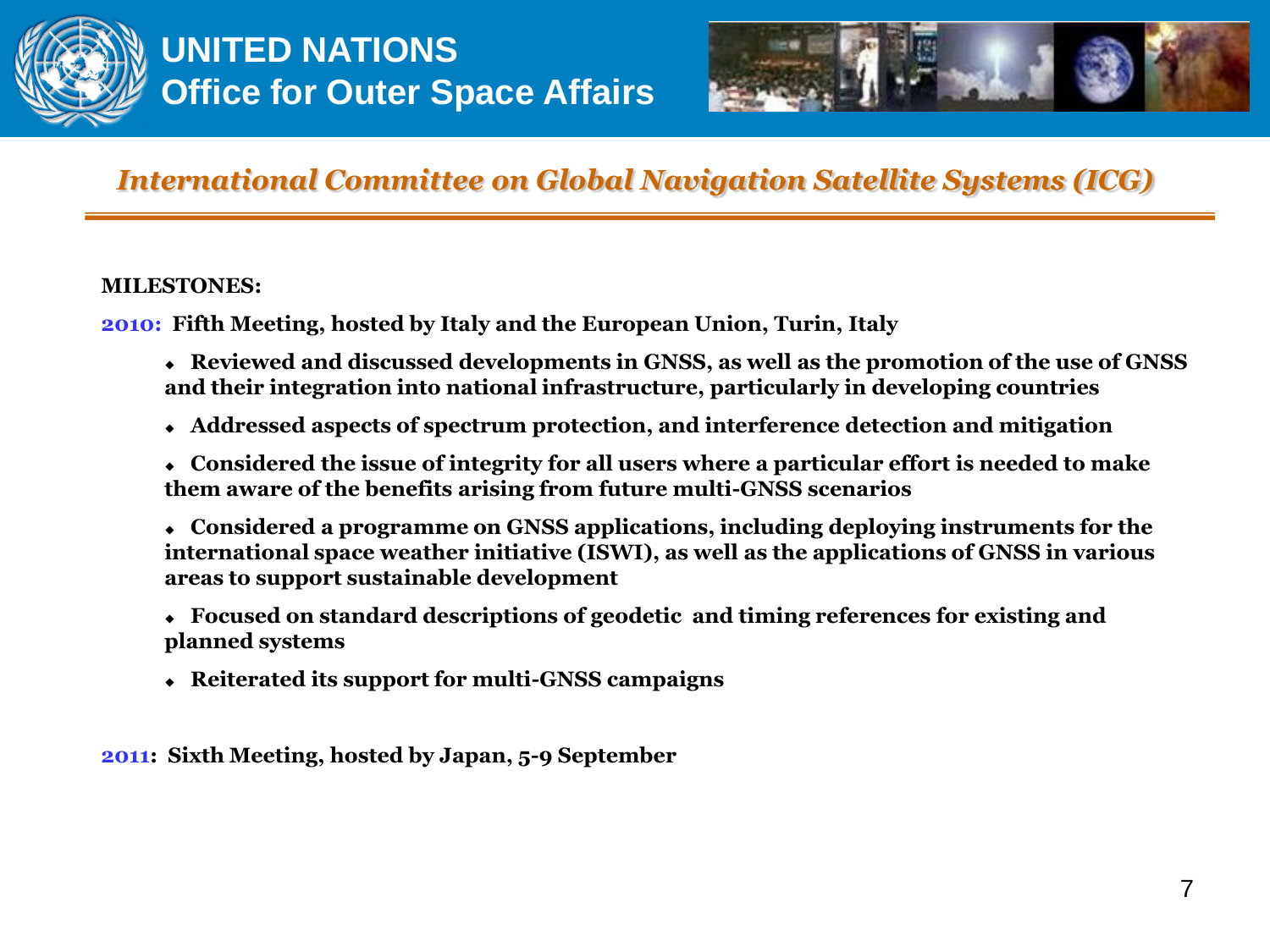# UNITED NATIONS
## Office for Outer Space Affairs

### *International Committee on Global Navigation Satellite Systems (ICG)*

**MILESTONES:**

**2010: Fifth Meeting, hosted by Italy and the European Union, Turin, Italy**

- **Reviewed and discussed developments in GNSS, as well as the promotion of the use of GNSS and their integration into national infrastructure, particularly in developing countries**
- **Addressed aspects of spectrum protection, and interference detection and mitigation**
- **Considered the issue of integrity for all users where a particular effort is needed to make them aware of the benefits arising from future multi-GNSS scenarios**
- **Considered a programme on GNSS applications, including deploying instruments for the international space weather initiative (ISWI), as well as the applications of GNSS in various areas to support sustainable development**
- **Focused on standard descriptions of geodetic and timing references for existing and planned systems**
- **Reiterated its support for multi-GNSS campaigns**

**2011: Sixth Meeting, hosted by Japan, 5-9 September**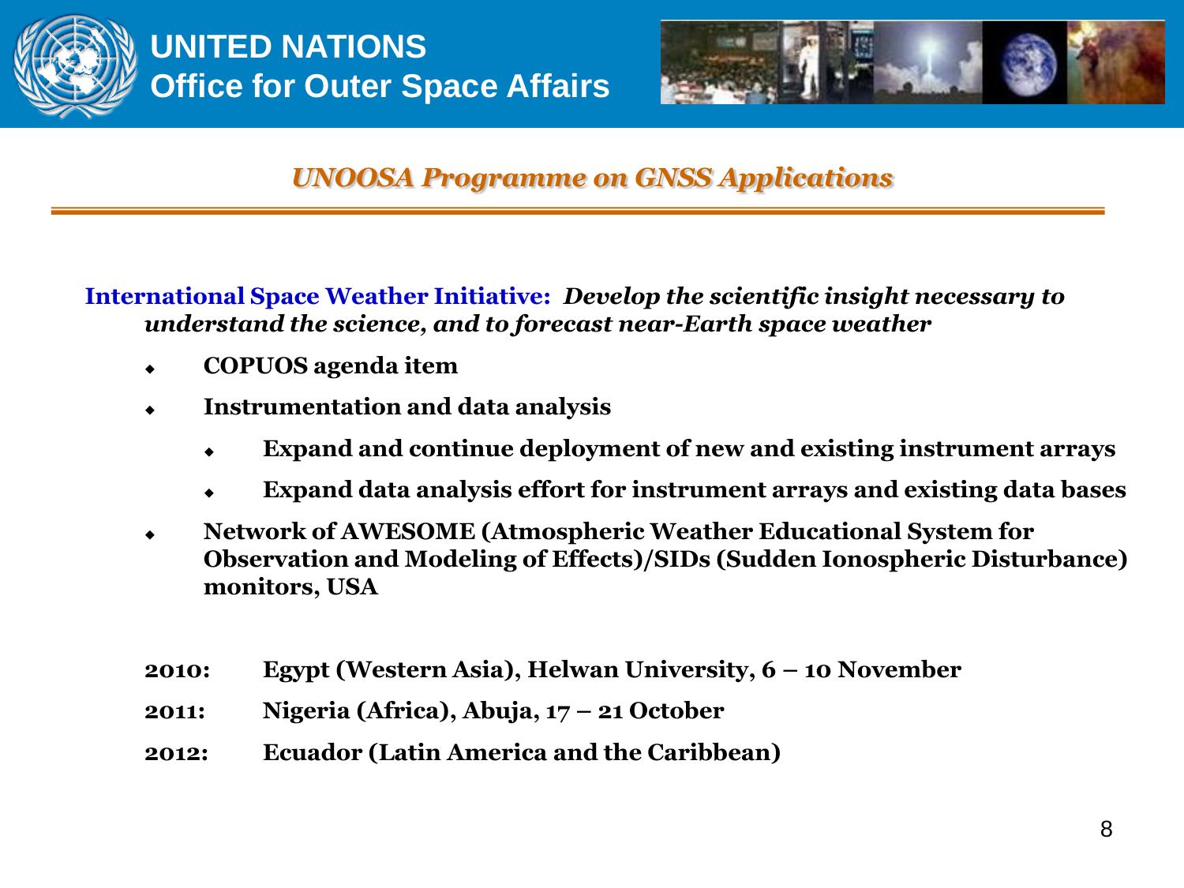## UNOOSA Programme on GNSS Applications

**International Space Weather Initiative:** ***Develop the scientific insight necessary to understand the science, and to forecast near-Earth space weather***

- **COPUOS agenda item**
- **Instrumentation and data analysis**
  - **Expand and continue deployment of new and existing instrument arrays**
  - **Expand data analysis effort for instrument arrays and existing data bases**
- **Network of AWESOME (Atmospheric Weather Educational System for Observation and Modeling of Effects)/SIDs (Sudden Ionospheric Disturbance) monitors, USA**

**2010:** **Egypt (Western Asia), Helwan University, 6 – 10 November**

**2011:** **Nigeria (Africa), Abuja, 17 – 21 October**

**2012:** **Ecuador (Latin America and the Caribbean)**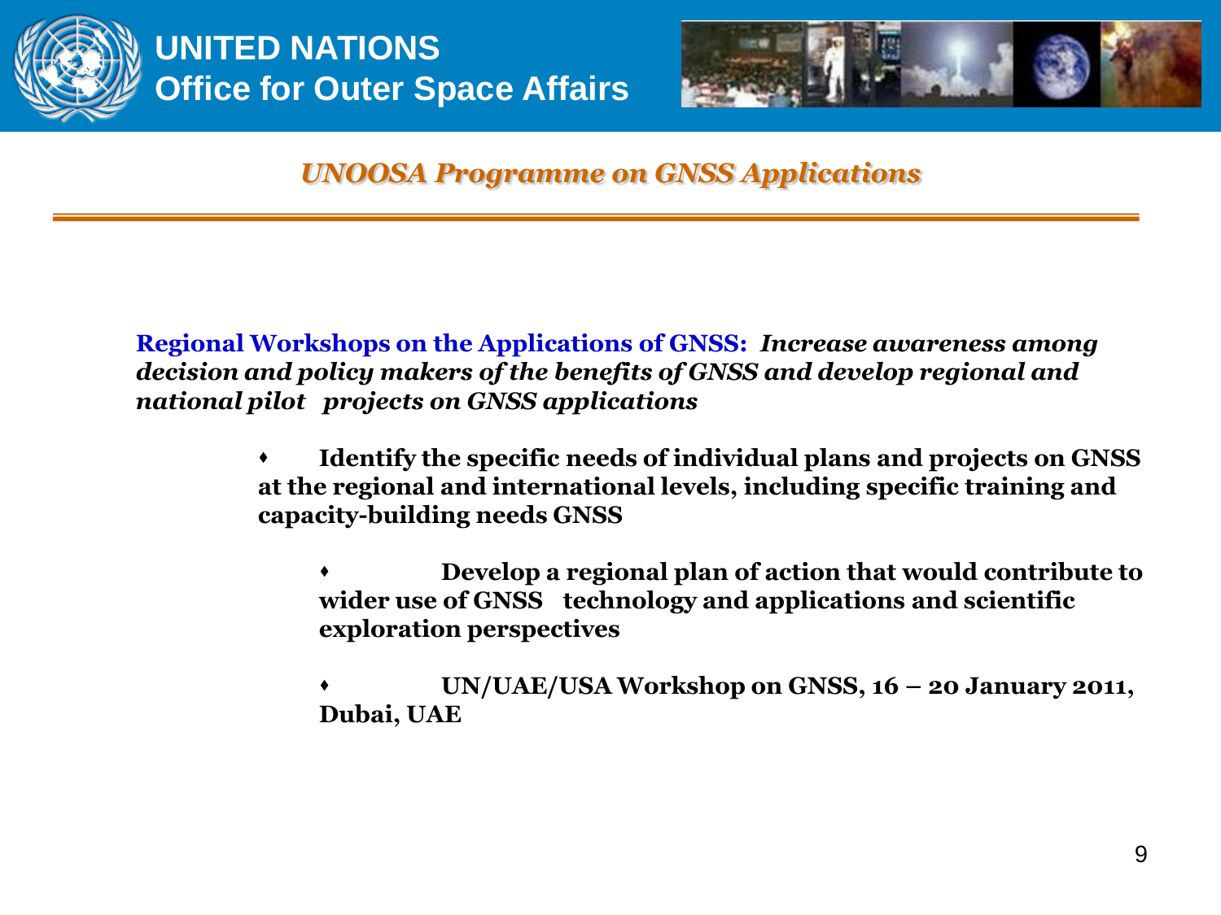## UNOOSA Programme on GNSS Applications

**Regional Workshops on the Applications of GNSS:** ***Increase awareness among decision and policy makers of the benefits of GNSS and develop regional and national pilot projects on GNSS applications***

- **Identify the specific needs of individual plans and projects on GNSS at the regional and international levels, including specific training and capacity-building needs GNSS**

  - **Develop a regional plan of action that would contribute to wider use of GNSS technology and applications and scientific exploration perspectives**

  - **UN/UAE/USA Workshop on GNSS, 16 – 20 January 2011, Dubai, UAE**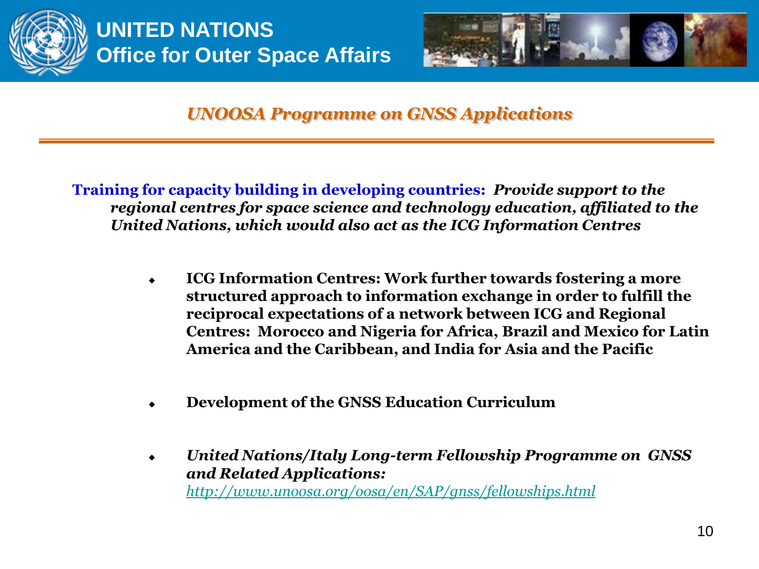## *UNOOSA Programme on GNSS Applications*

**Training for capacity building in developing countries:** ***Provide support to the regional centres for space science and technology education, affiliated to the United Nations, which would also act as the ICG Information Centres***

- **ICG Information Centres: Work further towards fostering a more structured approach to information exchange in order to fulfill the reciprocal expectations of a network between ICG and Regional Centres: Morocco and Nigeria for Africa, Brazil and Mexico for Latin America and the Caribbean, and India for Asia and the Pacific**
- **Development of the GNSS Education Curriculum**
- ***United Nations/Italy Long-term Fellowship Programme on GNSS and Related Applications:***
  http://www.unoosa.org/oosa/en/SAP/gnss/fellowships.html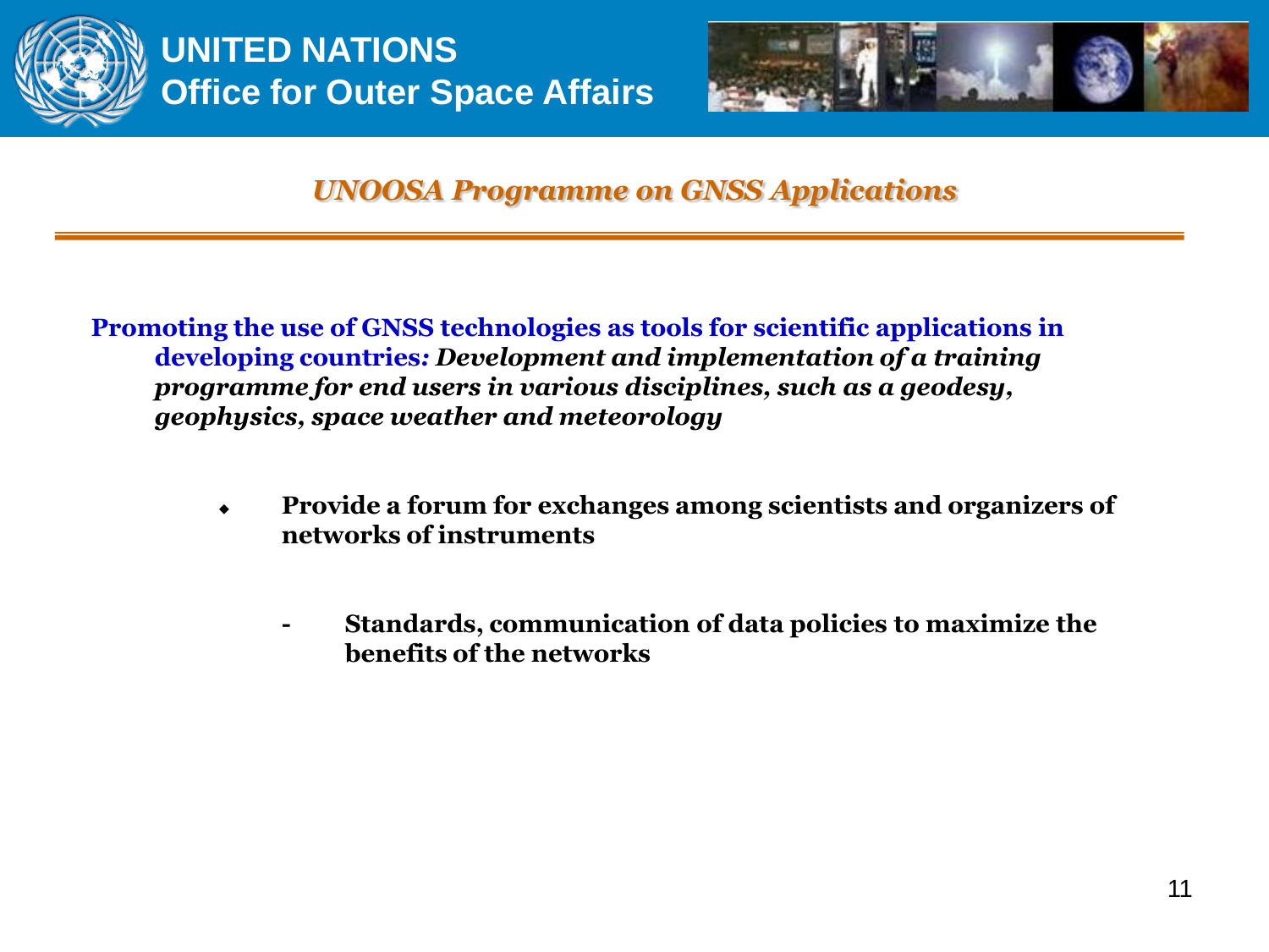## *UNOOSA Programme on GNSS Applications*

**Promoting the use of GNSS technologies as tools for scientific applications in developing countries:** ***Development and implementation of a training programme for end users in various disciplines, such as a geodesy, geophysics, space weather and meteorology***

- **Provide a forum for exchanges among scientists and organizers of networks of instruments**
  - **Standards, communication of data policies to maximize the benefits of the networks**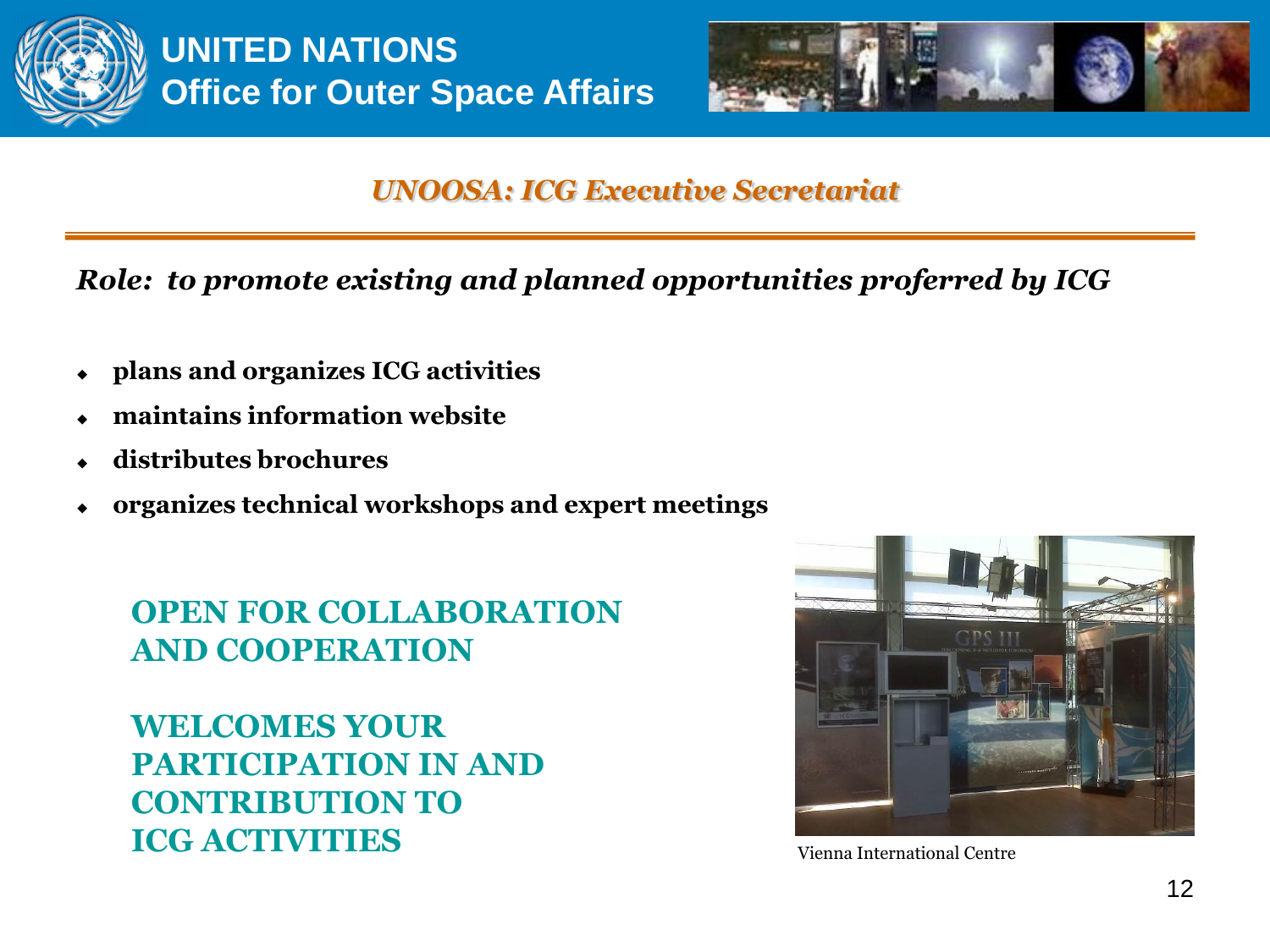# UNITED NATIONS
## Office for Outer Space Affairs

### *UNOOSA: ICG Executive Secretariat*

***Role: to promote existing and planned opportunities proferred by ICG***

- **plans and organizes ICG activities**
- **maintains information website**
- **distributes brochures**
- **organizes technical workshops and expert meetings**

**OPEN FOR COLLABORATION AND COOPERATION**

**WELCOMES YOUR PARTICIPATION IN AND CONTRIBUTION TO ICG ACTIVITIES**

Vienna International Centre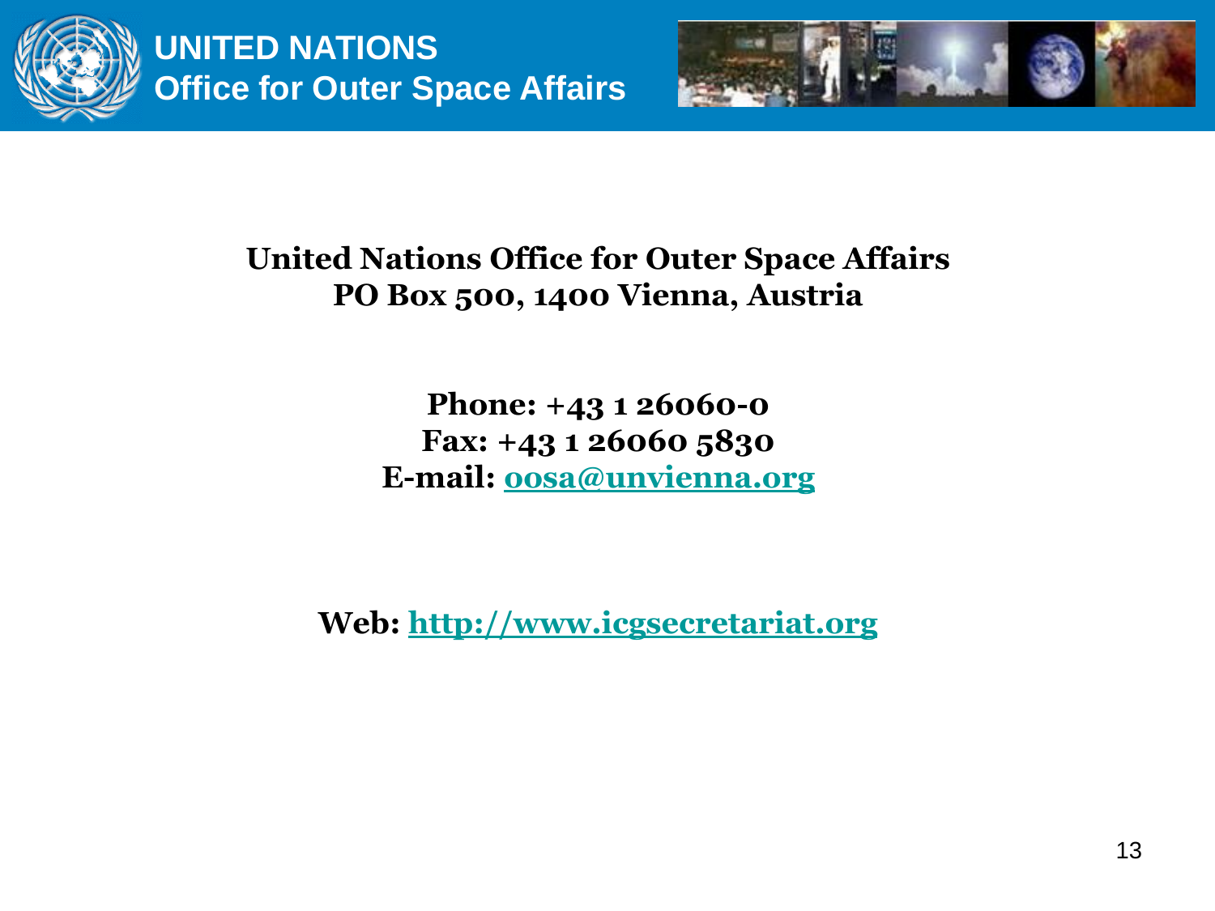**UNITED NATIONS**
**Office for Outer Space Affairs**

**United Nations Office for Outer Space Affairs**
**PO Box 500, 1400 Vienna, Austria**

**Phone: +43 1 26060-0**
**Fax: +43 1 26060 5830**
**E-mail: oosa@unvienna.org**

**Web: http://www.icgsecretariat.org**